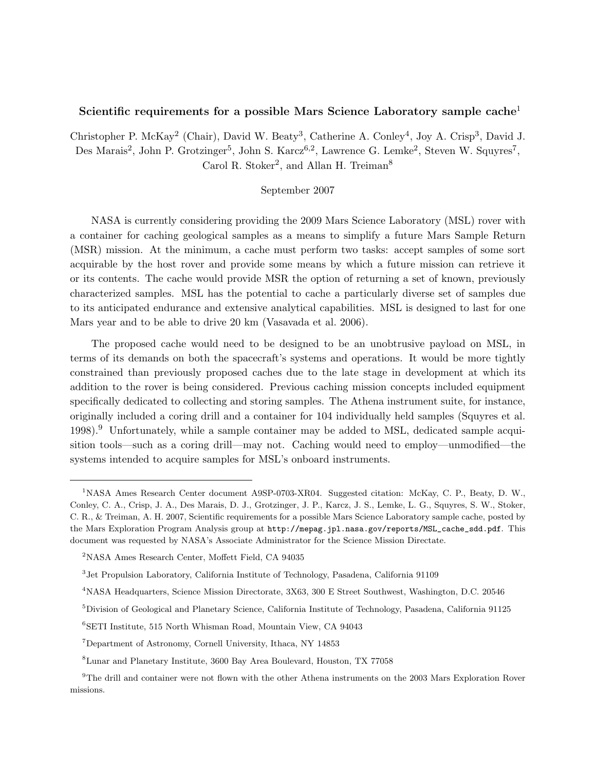# Scientific requirements for a possible Mars Science Laboratory sample cache[1]

Christopher P. McKay[2] (Chair), David W. Beaty[3], Catherine A. Conley[4], Joy A. Crisp[3], David J. Des Marais[2], John P. Grotzinger[5], John S. Karcz[6,2], Lawrence G. Lemke[2], Steven W. Squyres[7], Carol R. Stoker[2], and Allan H. Treiman[8]

September 2007

NASA is currently considering providing the 2009 Mars Science Laboratory (MSL) rover with a container for caching geological samples as a means to simplify a future Mars Sample Return (MSR) mission. At the minimum, a cache must perform two tasks: accept samples of some sort acquirable by the host rover and provide some means by which a future mission can retrieve it or its contents. The cache would provide MSR the option of returning a set of known, previously characterized samples. MSL has the potential to cache a particularly diverse set of samples due to its anticipated endurance and extensive analytical capabilities. MSL is designed to last for one Mars year and to be able to drive 20 km (Vasavada et al. 2006).

The proposed cache would need to be designed to be an unobtrusive payload on MSL, in terms of its demands on both the spacecraft's systems and operations. It would be more tightly constrained than previously proposed caches due to the late stage in development at which its addition to the rover is being considered. Previous caching mission concepts included equipment specifically dedicated to collecting and storing samples. The Athena instrument suite, for instance, originally included a coring drill and a container for 104 individually held samples (Squyres et al. 1998).[9] Unfortunately, while a sample container may be added to MSL, dedicated sample acquisition tools—such as a coring drill—may not. Caching would need to employ—unmodified—the systems intended to acquire samples for MSL's onboard instruments.

---

[1]NASA Ames Research Center document A9SP-0703-XR04. Suggested citation: McKay, C. P., Beaty, D. W., Conley, C. A., Crisp, J. A., Des Marais, D. J., Grotzinger, J. P., Karcz, J. S., Lemke, L. G., Squyres, S. W., Stoker, C. R., & Treiman, A. H. 2007, Scientific requirements for a possible Mars Science Laboratory sample cache, posted by the Mars Exploration Program Analysis group at `http://mepag.jpl.nasa.gov/reports/MSL_cache_sdd.pdf`. This document was requested by NASA's Associate Administrator for the Science Mission Directate.

[2]NASA Ames Research Center, Moffett Field, CA 94035

[3]Jet Propulsion Laboratory, California Institute of Technology, Pasadena, California 91109

[4]NASA Headquarters, Science Mission Directorate, 3X63, 300 E Street Southwest, Washington, D.C. 20546

[5]Division of Geological and Planetary Science, California Institute of Technology, Pasadena, California 91125

[6]SETI Institute, 515 North Whisman Road, Mountain View, CA 94043

[7]Department of Astronomy, Cornell University, Ithaca, NY 14853

[8]Lunar and Planetary Institute, 3600 Bay Area Boulevard, Houston, TX 77058

[9]The drill and container were not flown with the other Athena instruments on the 2003 Mars Exploration Rover missions.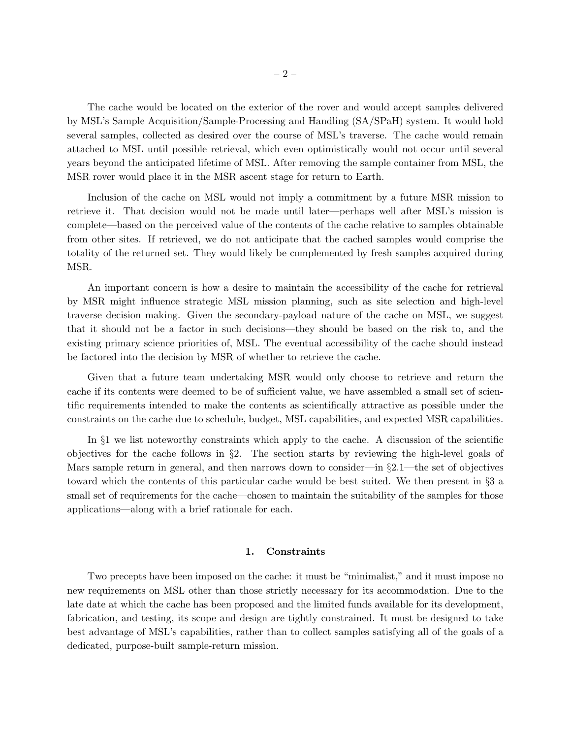The cache would be located on the exterior of the rover and would accept samples delivered by MSL's Sample Acquisition/Sample-Processing and Handling (SA/SPaH) system. It would hold several samples, collected as desired over the course of MSL's traverse. The cache would remain attached to MSL until possible retrieval, which even optimistically would not occur until several years beyond the anticipated lifetime of MSL. After removing the sample container from MSL, the MSR rover would place it in the MSR ascent stage for return to Earth.

Inclusion of the cache on MSL would not imply a commitment by a future MSR mission to retrieve it. That decision would not be made until later—perhaps well after MSL's mission is complete—based on the perceived value of the contents of the cache relative to samples obtainable from other sites. If retrieved, we do not anticipate that the cached samples would comprise the totality of the returned set. They would likely be complemented by fresh samples acquired during MSR.

An important concern is how a desire to maintain the accessibility of the cache for retrieval by MSR might influence strategic MSL mission planning, such as site selection and high-level traverse decision making. Given the secondary-payload nature of the cache on MSL, we suggest that it should not be a factor in such decisions—they should be based on the risk to, and the existing primary science priorities of, MSL. The eventual accessibility of the cache should instead be factored into the decision by MSR of whether to retrieve the cache.

Given that a future team undertaking MSR would only choose to retrieve and return the cache if its contents were deemed to be of sufficient value, we have assembled a small set of scientific requirements intended to make the contents as scientifically attractive as possible under the constraints on the cache due to schedule, budget, MSL capabilities, and expected MSR capabilities.

In §1 we list noteworthy constraints which apply to the cache. A discussion of the scientific objectives for the cache follows in §2. The section starts by reviewing the high-level goals of Mars sample return in general, and then narrows down to consider—in §2.1—the set of objectives toward which the contents of this particular cache would be best suited. We then present in §3 a small set of requirements for the cache—chosen to maintain the suitability of the samples for those applications—along with a brief rationale for each.

## 1. Constraints

Two precepts have been imposed on the cache: it must be "minimalist," and it must impose no new requirements on MSL other than those strictly necessary for its accommodation. Due to the late date at which the cache has been proposed and the limited funds available for its development, fabrication, and testing, its scope and design are tightly constrained. It must be designed to take best advantage of MSL's capabilities, rather than to collect samples satisfying all of the goals of a dedicated, purpose-built sample-return mission.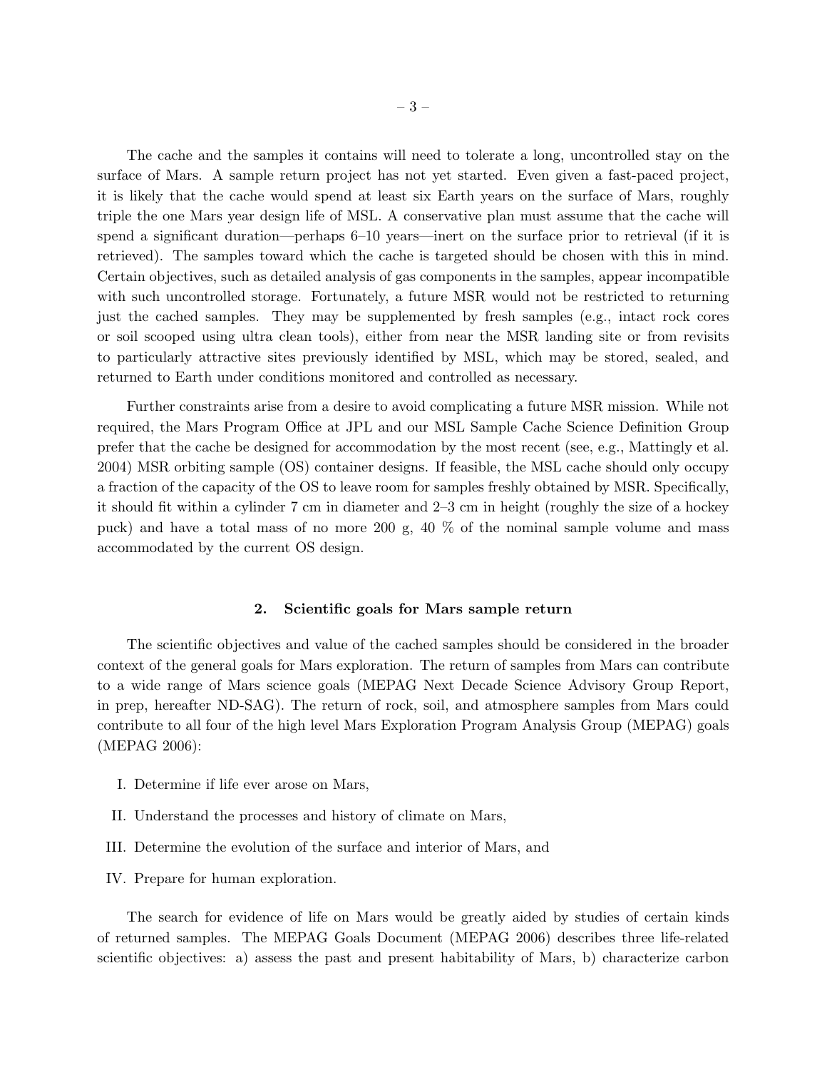The cache and the samples it contains will need to tolerate a long, uncontrolled stay on the surface of Mars. A sample return project has not yet started. Even given a fast-paced project, it is likely that the cache would spend at least six Earth years on the surface of Mars, roughly triple the one Mars year design life of MSL. A conservative plan must assume that the cache will spend a significant duration—perhaps 6–10 years—inert on the surface prior to retrieval (if it is retrieved). The samples toward which the cache is targeted should be chosen with this in mind. Certain objectives, such as detailed analysis of gas components in the samples, appear incompatible with such uncontrolled storage. Fortunately, a future MSR would not be restricted to returning just the cached samples. They may be supplemented by fresh samples (e.g., intact rock cores or soil scooped using ultra clean tools), either from near the MSR landing site or from revisits to particularly attractive sites previously identified by MSL, which may be stored, sealed, and returned to Earth under conditions monitored and controlled as necessary.

Further constraints arise from a desire to avoid complicating a future MSR mission. While not required, the Mars Program Office at JPL and our MSL Sample Cache Science Definition Group prefer that the cache be designed for accommodation by the most recent (see, e.g., Mattingly et al. 2004) MSR orbiting sample (OS) container designs. If feasible, the MSL cache should only occupy a fraction of the capacity of the OS to leave room for samples freshly obtained by MSR. Specifically, it should fit within a cylinder 7 cm in diameter and 2–3 cm in height (roughly the size of a hockey puck) and have a total mass of no more 200 g, 40 % of the nominal sample volume and mass accommodated by the current OS design.

## 2. Scientific goals for Mars sample return

The scientific objectives and value of the cached samples should be considered in the broader context of the general goals for Mars exploration. The return of samples from Mars can contribute to a wide range of Mars science goals (MEPAG Next Decade Science Advisory Group Report, in prep, hereafter ND-SAG). The return of rock, soil, and atmosphere samples from Mars could contribute to all four of the high level Mars Exploration Program Analysis Group (MEPAG) goals (MEPAG 2006):

I. Determine if life ever arose on Mars,

II. Understand the processes and history of climate on Mars,

III. Determine the evolution of the surface and interior of Mars, and

IV. Prepare for human exploration.

The search for evidence of life on Mars would be greatly aided by studies of certain kinds of returned samples. The MEPAG Goals Document (MEPAG 2006) describes three life-related scientific objectives: a) assess the past and present habitability of Mars, b) characterize carbon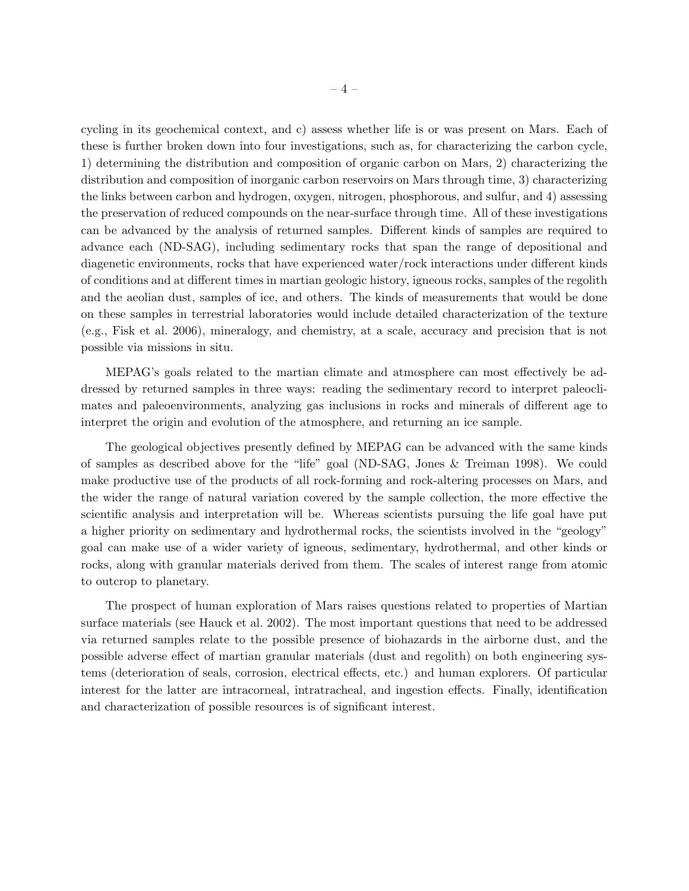cycling in its geochemical context, and c) assess whether life is or was present on Mars. Each of these is further broken down into four investigations, such as, for characterizing the carbon cycle, 1) determining the distribution and composition of organic carbon on Mars, 2) characterizing the distribution and composition of inorganic carbon reservoirs on Mars through time, 3) characterizing the links between carbon and hydrogen, oxygen, nitrogen, phosphorous, and sulfur, and 4) assessing the preservation of reduced compounds on the near-surface through time. All of these investigations can be advanced by the analysis of returned samples. Different kinds of samples are required to advance each (ND-SAG), including sedimentary rocks that span the range of depositional and diagenetic environments, rocks that have experienced water/rock interactions under different kinds of conditions and at different times in martian geologic history, igneous rocks, samples of the regolith and the aeolian dust, samples of ice, and others. The kinds of measurements that would be done on these samples in terrestrial laboratories would include detailed characterization of the texture (e.g., Fisk et al. 2006), mineralogy, and chemistry, at a scale, accuracy and precision that is not possible via missions in situ.

MEPAG's goals related to the martian climate and atmosphere can most effectively be addressed by returned samples in three ways: reading the sedimentary record to interpret paleoclimates and paleoenvironments, analyzing gas inclusions in rocks and minerals of different age to interpret the origin and evolution of the atmosphere, and returning an ice sample.

The geological objectives presently defined by MEPAG can be advanced with the same kinds of samples as described above for the "life" goal (ND-SAG, Jones & Treiman 1998). We could make productive use of the products of all rock-forming and rock-altering processes on Mars, and the wider the range of natural variation covered by the sample collection, the more effective the scientific analysis and interpretation will be. Whereas scientists pursuing the life goal have put a higher priority on sedimentary and hydrothermal rocks, the scientists involved in the "geology" goal can make use of a wider variety of igneous, sedimentary, hydrothermal, and other kinds or rocks, along with granular materials derived from them. The scales of interest range from atomic to outcrop to planetary.

The prospect of human exploration of Mars raises questions related to properties of Martian surface materials (see Hauck et al. 2002). The most important questions that need to be addressed via returned samples relate to the possible presence of biohazards in the airborne dust, and the possible adverse effect of martian granular materials (dust and regolith) on both engineering systems (deterioration of seals, corrosion, electrical effects, etc.) and human explorers. Of particular interest for the latter are intracorneal, intratracheal, and ingestion effects. Finally, identification and characterization of possible resources is of significant interest.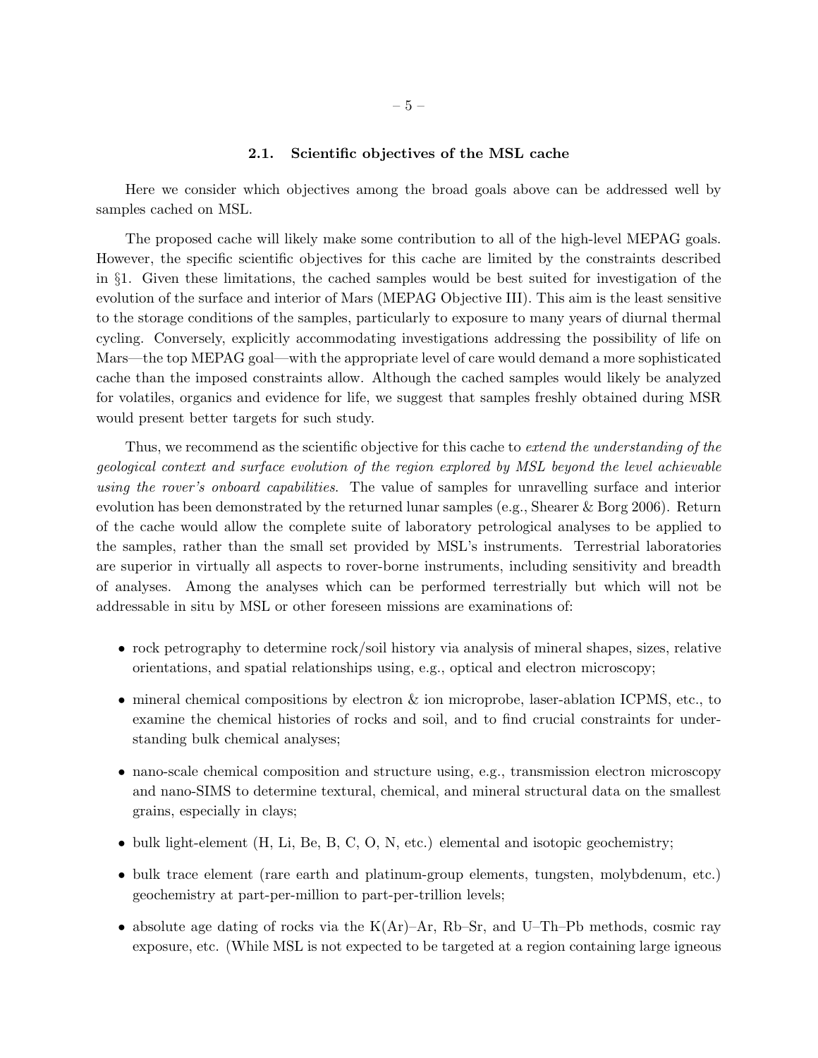### 2.1. Scientific objectives of the MSL cache

Here we consider which objectives among the broad goals above can be addressed well by samples cached on MSL.

The proposed cache will likely make some contribution to all of the high-level MEPAG goals. However, the specific scientific objectives for this cache are limited by the constraints described in §1. Given these limitations, the cached samples would be best suited for investigation of the evolution of the surface and interior of Mars (MEPAG Objective III). This aim is the least sensitive to the storage conditions of the samples, particularly to exposure to many years of diurnal thermal cycling. Conversely, explicitly accommodating investigations addressing the possibility of life on Mars—the top MEPAG goal—with the appropriate level of care would demand a more sophisticated cache than the imposed constraints allow. Although the cached samples would likely be analyzed for volatiles, organics and evidence for life, we suggest that samples freshly obtained during MSR would present better targets for such study.

Thus, we recommend as the scientific objective for this cache to *extend the understanding of the geological context and surface evolution of the region explored by MSL beyond the level achievable using the rover's onboard capabilities*. The value of samples for unravelling surface and interior evolution has been demonstrated by the returned lunar samples (e.g., Shearer & Borg 2006). Return of the cache would allow the complete suite of laboratory petrological analyses to be applied to the samples, rather than the small set provided by MSL's instruments. Terrestrial laboratories are superior in virtually all aspects to rover-borne instruments, including sensitivity and breadth of analyses. Among the analyses which can be performed terrestrially but which will not be addressable in situ by MSL or other foreseen missions are examinations of:

- rock petrography to determine rock/soil history via analysis of mineral shapes, sizes, relative orientations, and spatial relationships using, e.g., optical and electron microscopy;
- mineral chemical compositions by electron & ion microprobe, laser-ablation ICPMS, etc., to examine the chemical histories of rocks and soil, and to find crucial constraints for understanding bulk chemical analyses;
- nano-scale chemical composition and structure using, e.g., transmission electron microscopy and nano-SIMS to determine textural, chemical, and mineral structural data on the smallest grains, especially in clays;
- bulk light-element (H, Li, Be, B, C, O, N, etc.) elemental and isotopic geochemistry;
- bulk trace element (rare earth and platinum-group elements, tungsten, molybdenum, etc.) geochemistry at part-per-million to part-per-trillion levels;
- absolute age dating of rocks via the K(Ar)–Ar, Rb–Sr, and U–Th–Pb methods, cosmic ray exposure, etc. (While MSL is not expected to be targeted at a region containing large igneous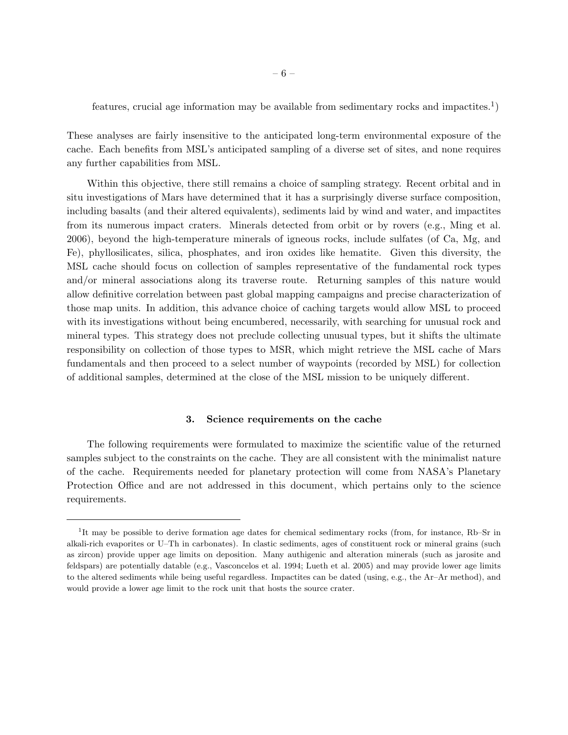features, crucial age information may be available from sedimentary rocks and impactites.[1])

These analyses are fairly insensitive to the anticipated long-term environmental exposure of the cache. Each benefits from MSL's anticipated sampling of a diverse set of sites, and none requires any further capabilities from MSL.

Within this objective, there still remains a choice of sampling strategy. Recent orbital and in situ investigations of Mars have determined that it has a surprisingly diverse surface composition, including basalts (and their altered equivalents), sediments laid by wind and water, and impactites from its numerous impact craters. Minerals detected from orbit or by rovers (e.g., Ming et al. 2006), beyond the high-temperature minerals of igneous rocks, include sulfates (of Ca, Mg, and Fe), phyllosilicates, silica, phosphates, and iron oxides like hematite. Given this diversity, the MSL cache should focus on collection of samples representative of the fundamental rock types and/or mineral associations along its traverse route. Returning samples of this nature would allow definitive correlation between past global mapping campaigns and precise characterization of those map units. In addition, this advance choice of caching targets would allow MSL to proceed with its investigations without being encumbered, necessarily, with searching for unusual rock and mineral types. This strategy does not preclude collecting unusual types, but it shifts the ultimate responsibility on collection of those types to MSR, which might retrieve the MSL cache of Mars fundamentals and then proceed to a select number of waypoints (recorded by MSL) for collection of additional samples, determined at the close of the MSL mission to be uniquely different.

## 3. Science requirements on the cache

The following requirements were formulated to maximize the scientific value of the returned samples subject to the constraints on the cache. They are all consistent with the minimalist nature of the cache. Requirements needed for planetary protection will come from NASA's Planetary Protection Office and are not addressed in this document, which pertains only to the science requirements.

---

[1] It may be possible to derive formation age dates for chemical sedimentary rocks (from, for instance, Rb–Sr in alkali-rich evaporites or U–Th in carbonates). In clastic sediments, ages of constituent rock or mineral grains (such as zircon) provide upper age limits on deposition. Many authigenic and alteration minerals (such as jarosite and feldspars) are potentially datable (e.g., Vasconcelos et al. 1994; Lueth et al. 2005) and may provide lower age limits to the altered sediments while being useful regardless. Impactites can be dated (using, e.g., the Ar–Ar method), and would provide a lower age limit to the rock unit that hosts the source crater.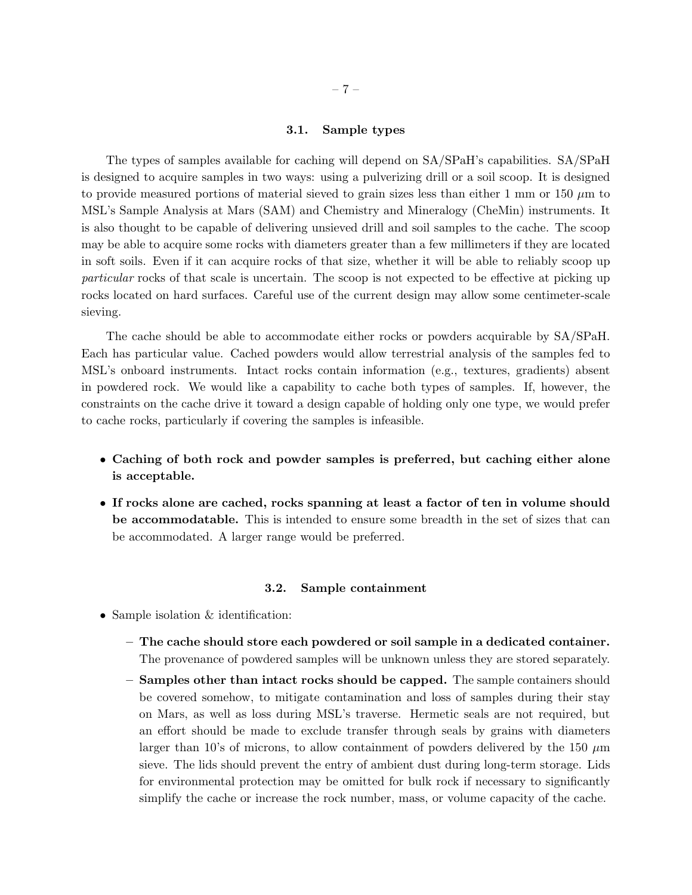### 3.1. Sample types

The types of samples available for caching will depend on SA/SPaH's capabilities. SA/SPaH is designed to acquire samples in two ways: using a pulverizing drill or a soil scoop. It is designed to provide measured portions of material sieved to grain sizes less than either 1 mm or 150 $\mu$m to MSL's Sample Analysis at Mars (SAM) and Chemistry and Mineralogy (CheMin) instruments. It is also thought to be capable of delivering unsieved drill and soil samples to the cache. The scoop may be able to acquire some rocks with diameters greater than a few millimeters if they are located in soft soils. Even if it can acquire rocks of that size, whether it will be able to reliably scoop up *particular* rocks of that scale is uncertain. The scoop is not expected to be effective at picking up rocks located on hard surfaces. Careful use of the current design may allow some centimeter-scale sieving.

The cache should be able to accommodate either rocks or powders acquirable by SA/SPaH. Each has particular value. Cached powders would allow terrestrial analysis of the samples fed to MSL's onboard instruments. Intact rocks contain information (e.g., textures, gradients) absent in powdered rock. We would like a capability to cache both types of samples. If, however, the constraints on the cache drive it toward a design capable of holding only one type, we would prefer to cache rocks, particularly if covering the samples is infeasible.

- **Caching of both rock and powder samples is preferred, but caching either alone is acceptable.**
- **If rocks alone are cached, rocks spanning at least a factor of ten in volume should be accommodatable.** This is intended to ensure some breadth in the set of sizes that can be accommodated. A larger range would be preferred.

### 3.2. Sample containment

- Sample isolation & identification:
  - **The cache should store each powdered or soil sample in a dedicated container.** The provenance of powdered samples will be unknown unless they are stored separately.
  - **Samples other than intact rocks should be capped.** The sample containers should be covered somehow, to mitigate contamination and loss of samples during their stay on Mars, as well as loss during MSL's traverse. Hermetic seals are not required, but an effort should be made to exclude transfer through seals by grains with diameters larger than 10's of microns, to allow containment of powders delivered by the 150 $\mu$m sieve. The lids should prevent the entry of ambient dust during long-term storage. Lids for environmental protection may be omitted for bulk rock if necessary to significantly simplify the cache or increase the rock number, mass, or volume capacity of the cache.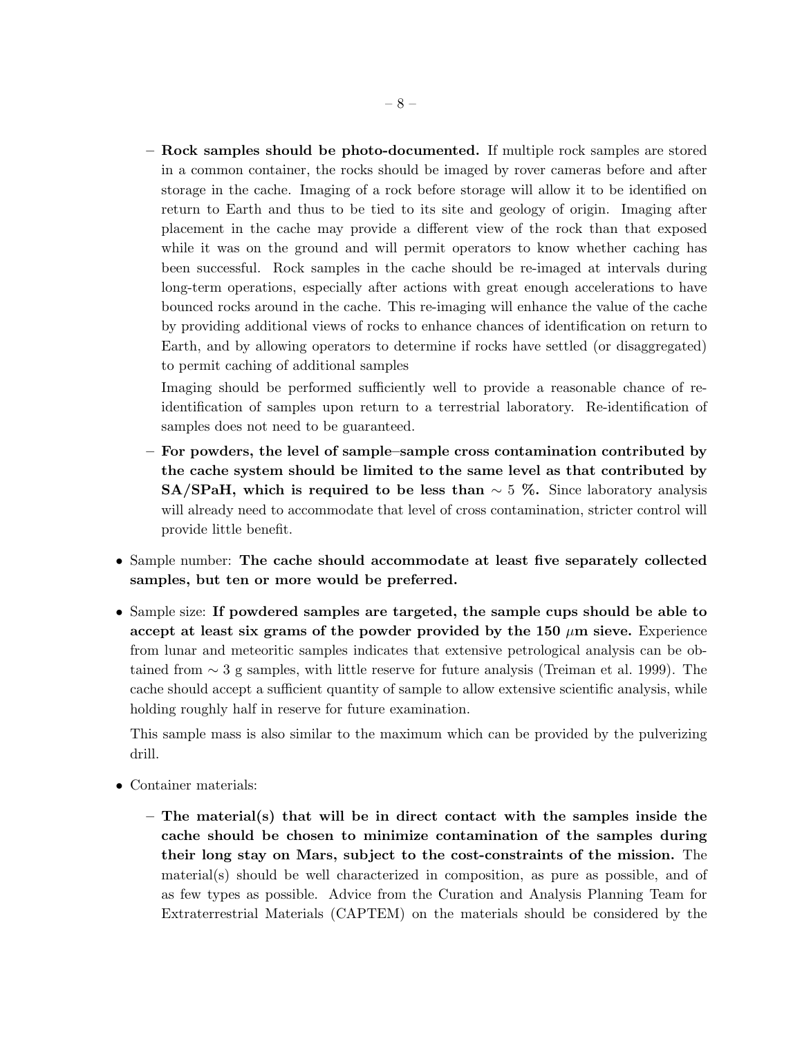- **Rock samples should be photo-documented.** If multiple rock samples are stored in a common container, the rocks should be imaged by rover cameras before and after storage in the cache. Imaging of a rock before storage will allow it to be identified on return to Earth and thus to be tied to its site and geology of origin. Imaging after placement in the cache may provide a different view of the rock than that exposed while it was on the ground and will permit operators to know whether caching has been successful. Rock samples in the cache should be re-imaged at intervals during long-term operations, especially after actions with great enough accelerations to have bounced rocks around in the cache. This re-imaging will enhance the value of the cache by providing additional views of rocks to enhance chances of identification on return to Earth, and by allowing operators to determine if rocks have settled (or disaggregated) to permit caching of additional samples

    Imaging should be performed sufficiently well to provide a reasonable chance of re-identification of samples upon return to a terrestrial laboratory. Re-identification of samples does not need to be guaranteed.

  - **For powders, the level of sample–sample cross contamination contributed by the cache system should be limited to the same level as that contributed by SA/SPaH, which is required to be less than $\sim 5$ %.** Since laboratory analysis will already need to accommodate that level of cross contamination, stricter control will provide little benefit.

- Sample number: **The cache should accommodate at least five separately collected samples, but ten or more would be preferred.**

- Sample size: **If powdered samples are targeted, the sample cups should be able to accept at least six grams of the powder provided by the 150 $\mu$m sieve.** Experience from lunar and meteoritic samples indicates that extensive petrological analysis can be obtained from $\sim 3$ g samples, with little reserve for future analysis (Treiman et al. 1999). The cache should accept a sufficient quantity of sample to allow extensive scientific analysis, while holding roughly half in reserve for future examination.

  This sample mass is also similar to the maximum which can be provided by the pulverizing drill.

- Container materials:

  - **The material(s) that will be in direct contact with the samples inside the cache should be chosen to minimize contamination of the samples during their long stay on Mars, subject to the cost-constraints of the mission.** The material(s) should be well characterized in composition, as pure as possible, and of as few types as possible. Advice from the Curation and Analysis Planning Team for Extraterrestrial Materials (CAPTEM) on the materials should be considered by the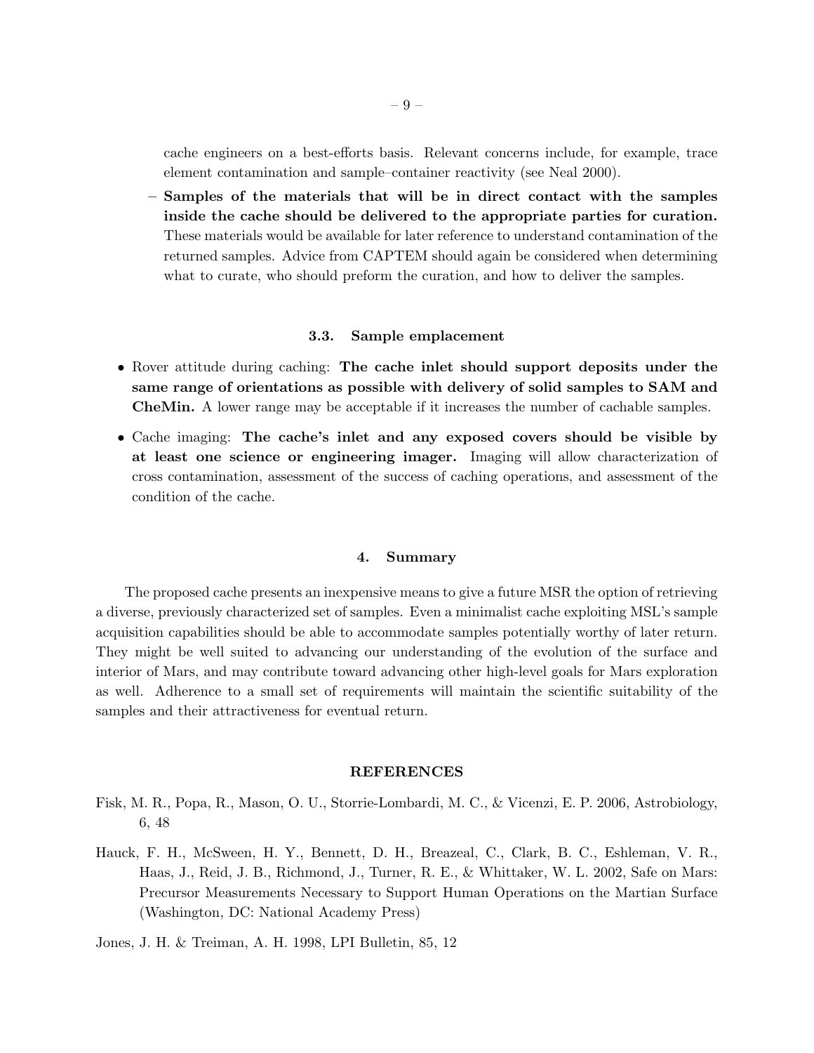cache engineers on a best-efforts basis. Relevant concerns include, for example, trace element contamination and sample–container reactivity (see Neal 2000).

  - **Samples of the materials that will be in direct contact with the samples inside the cache should be delivered to the appropriate parties for curation.** These materials would be available for later reference to understand contamination of the returned samples. Advice from CAPTEM should again be considered when determining what to curate, who should preform the curation, and how to deliver the samples.

### 3.3. Sample emplacement

- Rover attitude during caching: **The cache inlet should support deposits under the same range of orientations as possible with delivery of solid samples to SAM and CheMin.** A lower range may be acceptable if it increases the number of cachable samples.
- Cache imaging: **The cache's inlet and any exposed covers should be visible by at least one science or engineering imager.** Imaging will allow characterization of cross contamination, assessment of the success of caching operations, and assessment of the condition of the cache.

## 4. Summary

The proposed cache presents an inexpensive means to give a future MSR the option of retrieving a diverse, previously characterized set of samples. Even a minimalist cache exploiting MSL's sample acquisition capabilities should be able to accommodate samples potentially worthy of later return. They might be well suited to advancing our understanding of the evolution of the surface and interior of Mars, and may contribute toward advancing other high-level goals for Mars exploration as well. Adherence to a small set of requirements will maintain the scientific suitability of the samples and their attractiveness for eventual return.

## REFERENCES

Fisk, M. R., Popa, R., Mason, O. U., Storrie-Lombardi, M. C., & Vicenzi, E. P. 2006, Astrobiology, 6, 48

Hauck, F. H., McSween, H. Y., Bennett, D. H., Breazeal, C., Clark, B. C., Eshleman, V. R., Haas, J., Reid, J. B., Richmond, J., Turner, R. E., & Whittaker, W. L. 2002, Safe on Mars: Precursor Measurements Necessary to Support Human Operations on the Martian Surface (Washington, DC: National Academy Press)

Jones, J. H. & Treiman, A. H. 1998, LPI Bulletin, 85, 12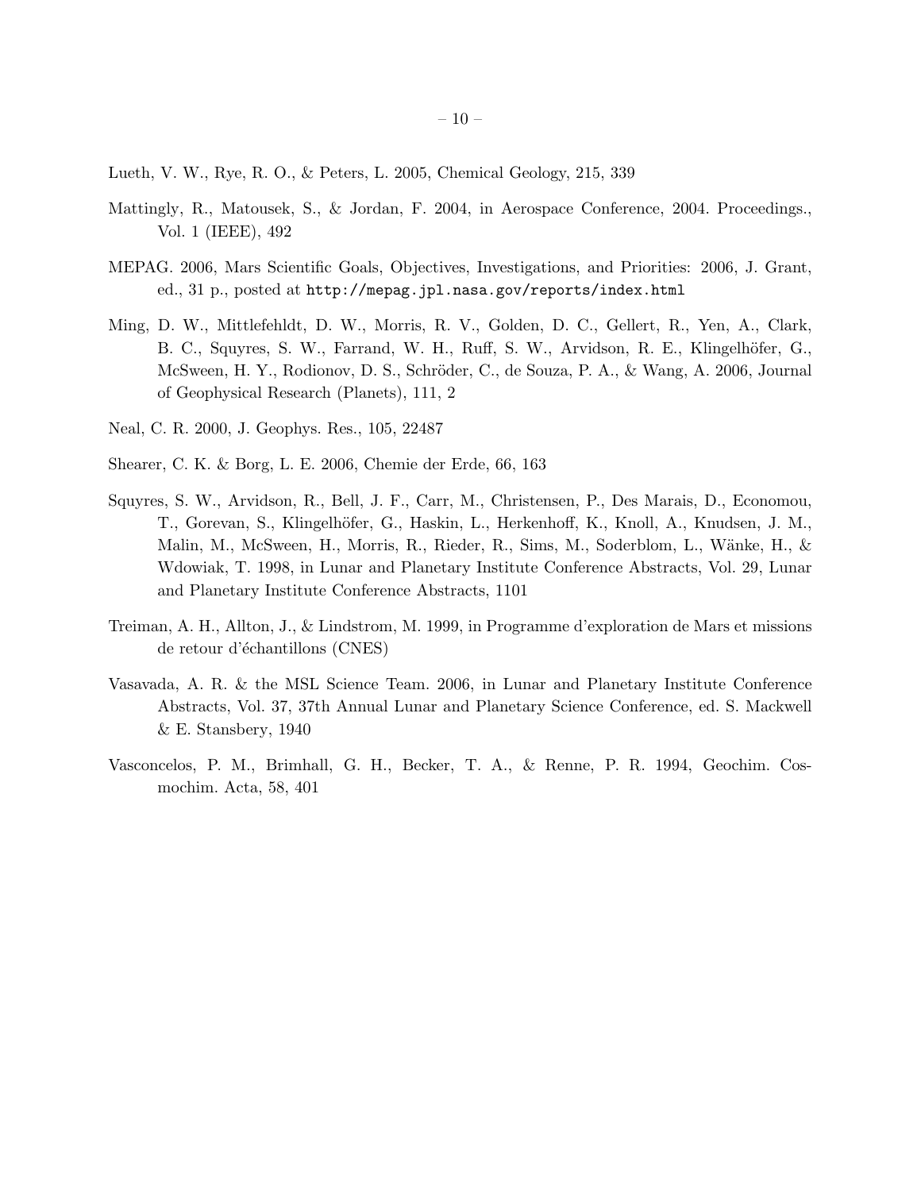Lueth, V. W., Rye, R. O., & Peters, L. 2005, Chemical Geology, 215, 339

Mattingly, R., Matousek, S., & Jordan, F. 2004, in Aerospace Conference, 2004. Proceedings., Vol. 1 (IEEE), 492

MEPAG. 2006, Mars Scientific Goals, Objectives, Investigations, and Priorities: 2006, J. Grant, ed., 31 p., posted at http://mepag.jpl.nasa.gov/reports/index.html

Ming, D. W., Mittlefehldt, D. W., Morris, R. V., Golden, D. C., Gellert, R., Yen, A., Clark, B. C., Squyres, S. W., Farrand, W. H., Ruff, S. W., Arvidson, R. E., Klingelhöfer, G., McSween, H. Y., Rodionov, D. S., Schröder, C., de Souza, P. A., & Wang, A. 2006, Journal of Geophysical Research (Planets), 111, 2

Neal, C. R. 2000, J. Geophys. Res., 105, 22487

Shearer, C. K. & Borg, L. E. 2006, Chemie der Erde, 66, 163

Squyres, S. W., Arvidson, R., Bell, J. F., Carr, M., Christensen, P., Des Marais, D., Economou, T., Gorevan, S., Klingelhöfer, G., Haskin, L., Herkenhoff, K., Knoll, A., Knudsen, J. M., Malin, M., McSween, H., Morris, R., Rieder, R., Sims, M., Soderblom, L., Wänke, H., & Wdowiak, T. 1998, in Lunar and Planetary Institute Conference Abstracts, Vol. 29, Lunar and Planetary Institute Conference Abstracts, 1101

Treiman, A. H., Allton, J., & Lindstrom, M. 1999, in Programme d'exploration de Mars et missions de retour d'échantillons (CNES)

Vasavada, A. R. & the MSL Science Team. 2006, in Lunar and Planetary Institute Conference Abstracts, Vol. 37, 37th Annual Lunar and Planetary Science Conference, ed. S. Mackwell & E. Stansbery, 1940

Vasconcelos, P. M., Brimhall, G. H., Becker, T. A., & Renne, P. R. 1994, Geochim. Cosmochim. Acta, 58, 401